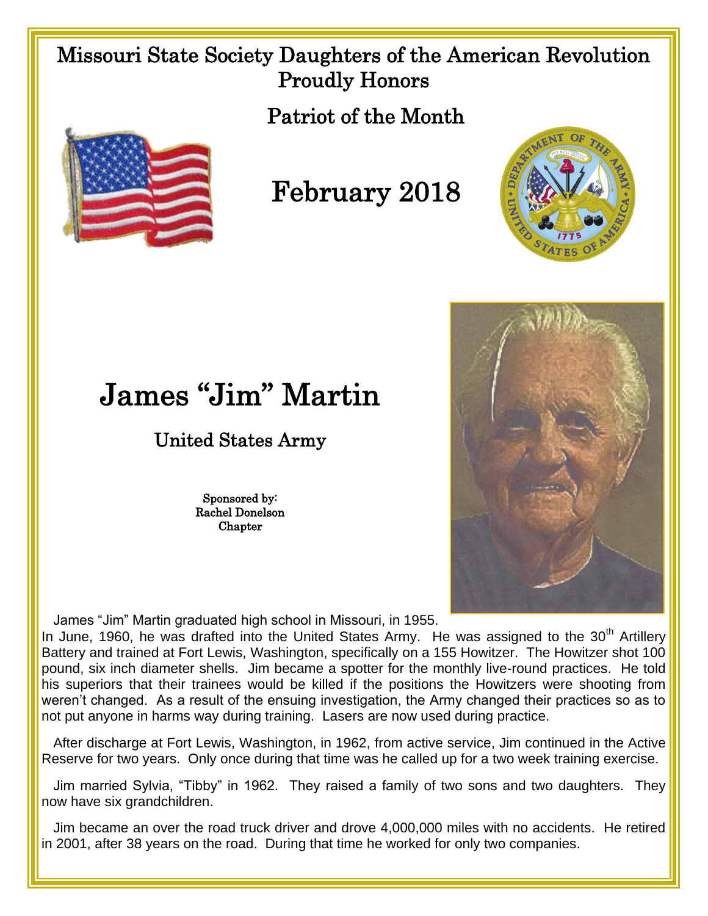# Missouri State Society Daughters of the American Revolution Proudly Honors

## Patriot of the Month

## February 2018

# James "Jim" Martin

## United States Army

Sponsored by:
Rachel Donelson
Chapter

James "Jim" Martin graduated high school in Missouri, in 1955.
In June, 1960, he was drafted into the United States Army. He was assigned to the 30th Artillery Battery and trained at Fort Lewis, Washington, specifically on a 155 Howitzer. The Howitzer shot 100 pound, six inch diameter shells. Jim became a spotter for the monthly live-round practices. He told his superiors that their trainees would be killed if the positions the Howitzers were shooting from weren't changed. As a result of the ensuing investigation, the Army changed their practices so as to not put anyone in harms way during training. Lasers are now used during practice.

After discharge at Fort Lewis, Washington, in 1962, from active service, Jim continued in the Active Reserve for two years. Only once during that time was he called up for a two week training exercise.

Jim married Sylvia, "Tibby" in 1962. They raised a family of two sons and two daughters. They now have six grandchildren.

Jim became an over the road truck driver and drove 4,000,000 miles with no accidents. He retired in 2001, after 38 years on the road. During that time he worked for only two companies.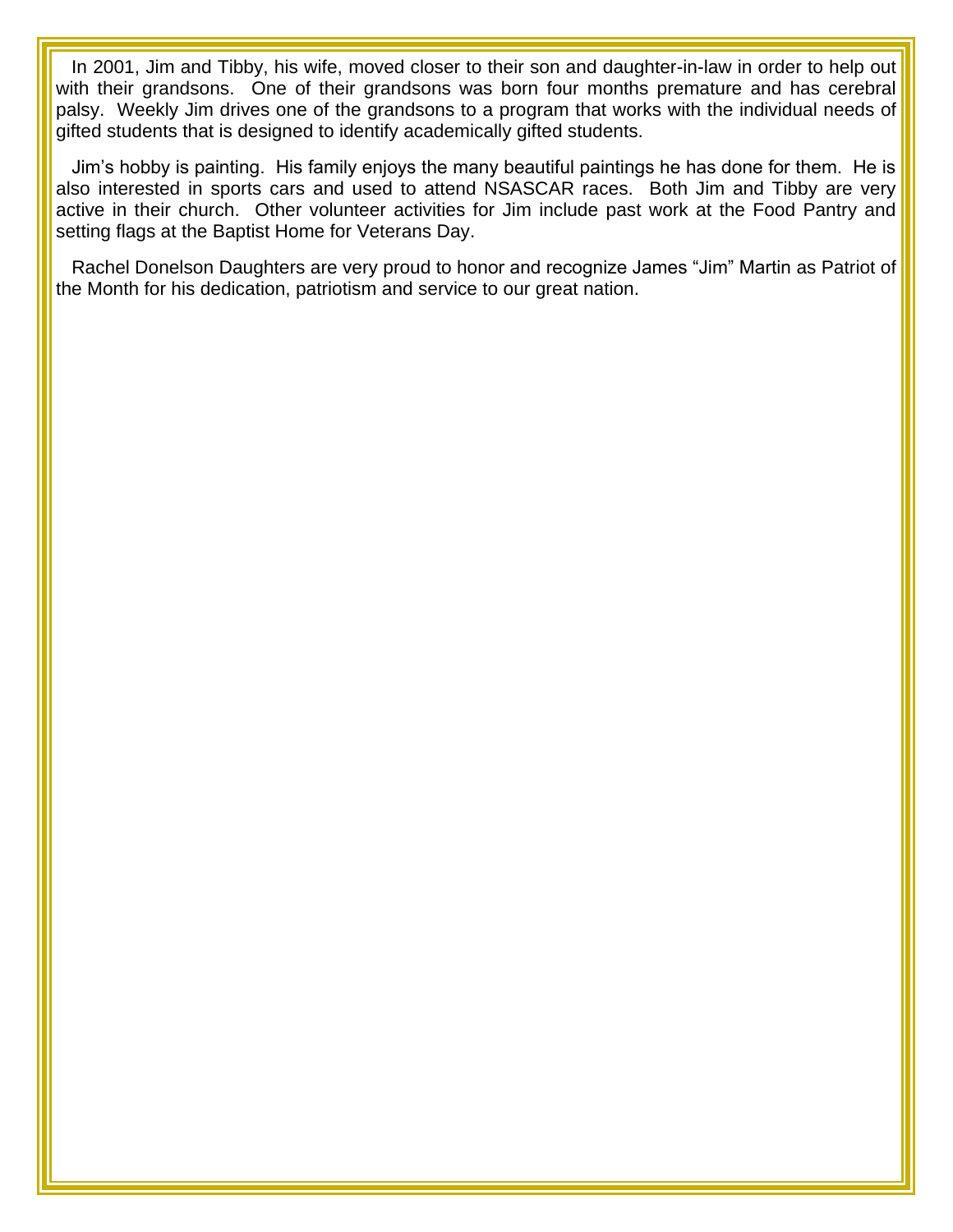In 2001, Jim and Tibby, his wife, moved closer to their son and daughter-in-law in order to help out with their grandsons. One of their grandsons was born four months premature and has cerebral palsy. Weekly Jim drives one of the grandsons to a program that works with the individual needs of gifted students that is designed to identify academically gifted students.

Jim's hobby is painting. His family enjoys the many beautiful paintings he has done for them. He is also interested in sports cars and used to attend NSASCAR races. Both Jim and Tibby are very active in their church. Other volunteer activities for Jim include past work at the Food Pantry and setting flags at the Baptist Home for Veterans Day.

Rachel Donelson Daughters are very proud to honor and recognize James "Jim" Martin as Patriot of the Month for his dedication, patriotism and service to our great nation.